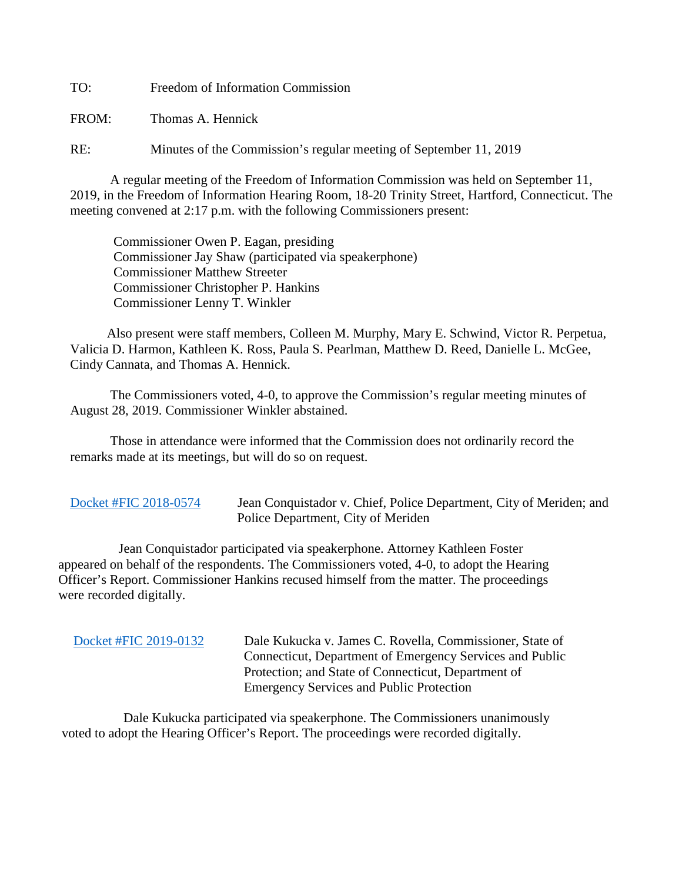TO: Freedom of Information Commission

FROM: Thomas A. Hennick

RE: Minutes of the Commission's regular meeting of September 11, 2019

A regular meeting of the Freedom of Information Commission was held on September 11, 2019, in the Freedom of Information Hearing Room, 18-20 Trinity Street, Hartford, Connecticut. The meeting convened at 2:17 p.m. with the following Commissioners present:

Commissioner Owen P. Eagan, presiding
Commissioner Jay Shaw (participated via speakerphone)
Commissioner Matthew Streeter
Commissioner Christopher P. Hankins
Commissioner Lenny T. Winkler

Also present were staff members, Colleen M. Murphy, Mary E. Schwind, Victor R. Perpetua, Valicia D. Harmon, Kathleen K. Ross, Paula S. Pearlman, Matthew D. Reed, Danielle L. McGee, Cindy Cannata, and Thomas A. Hennick.

The Commissioners voted, 4-0, to approve the Commission's regular meeting minutes of August 28, 2019. Commissioner Winkler abstained.

Those in attendance were informed that the Commission does not ordinarily record the remarks made at its meetings, but will do so on request.

Docket #FIC 2018-0574 Jean Conquistador v. Chief, Police Department, City of Meriden; and Police Department, City of Meriden

Jean Conquistador participated via speakerphone. Attorney Kathleen Foster appeared on behalf of the respondents. The Commissioners voted, 4-0, to adopt the Hearing Officer's Report. Commissioner Hankins recused himself from the matter. The proceedings were recorded digitally.

Docket #FIC 2019-0132 Dale Kukucka v. James C. Rovella, Commissioner, State of Connecticut, Department of Emergency Services and Public Protection; and State of Connecticut, Department of Emergency Services and Public Protection

Dale Kukucka participated via speakerphone. The Commissioners unanimously voted to adopt the Hearing Officer's Report. The proceedings were recorded digitally.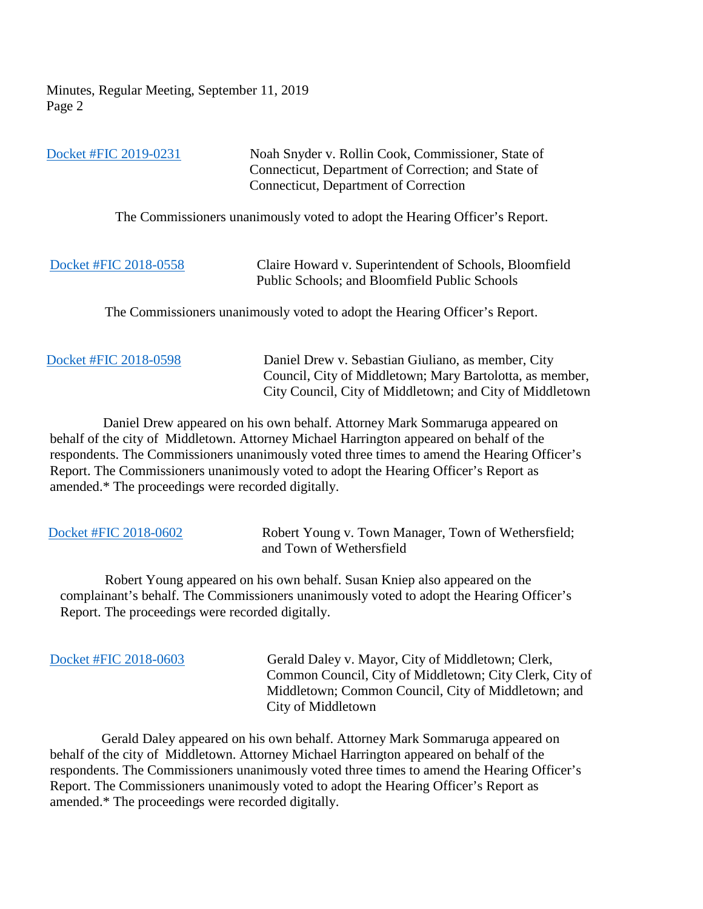Docket #FIC 2019-0231 Noah Snyder v. Rollin Cook, Commissioner, State of Connecticut, Department of Correction; and State of Connecticut, Department of Correction

The Commissioners unanimously voted to adopt the Hearing Officer's Report.

Docket #FIC 2018-0558 Claire Howard v. Superintendent of Schools, Bloomfield Public Schools; and Bloomfield Public Schools

The Commissioners unanimously voted to adopt the Hearing Officer's Report.

Docket #FIC 2018-0598 Daniel Drew v. Sebastian Giuliano, as member, City Council, City of Middletown; Mary Bartolotta, as member, City Council, City of Middletown; and City of Middletown

Daniel Drew appeared on his own behalf. Attorney Mark Sommaruga appeared on behalf of the city of Middletown. Attorney Michael Harrington appeared on behalf of the respondents. The Commissioners unanimously voted three times to amend the Hearing Officer's Report. The Commissioners unanimously voted to adopt the Hearing Officer's Report as amended.* The proceedings were recorded digitally.

Docket #FIC 2018-0602 Robert Young v. Town Manager, Town of Wethersfield; and Town of Wethersfield

Robert Young appeared on his own behalf. Susan Kniep also appeared on the complainant's behalf. The Commissioners unanimously voted to adopt the Hearing Officer's Report. The proceedings were recorded digitally.

Docket #FIC 2018-0603 Gerald Daley v. Mayor, City of Middletown; Clerk, Common Council, City of Middletown; City Clerk, City of Middletown; Common Council, City of Middletown; and City of Middletown

Gerald Daley appeared on his own behalf. Attorney Mark Sommaruga appeared on behalf of the city of Middletown. Attorney Michael Harrington appeared on behalf of the respondents. The Commissioners unanimously voted three times to amend the Hearing Officer's Report. The Commissioners unanimously voted to adopt the Hearing Officer's Report as amended.* The proceedings were recorded digitally.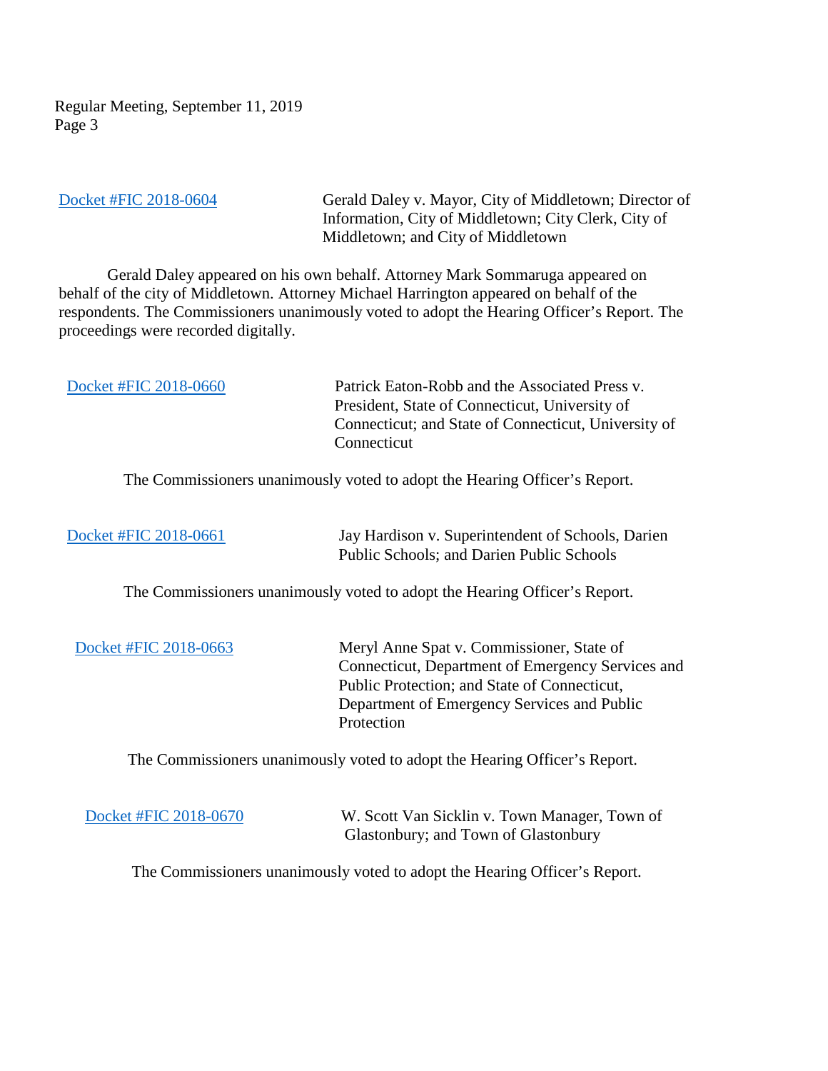Docket #FIC 2018-0604 Gerald Daley v. Mayor, City of Middletown; Director of Information, City of Middletown; City Clerk, City of Middletown; and City of Middletown

Gerald Daley appeared on his own behalf. Attorney Mark Sommaruga appeared on behalf of the city of Middletown. Attorney Michael Harrington appeared on behalf of the respondents. The Commissioners unanimously voted to adopt the Hearing Officer's Report. The proceedings were recorded digitally.

Docket #FIC 2018-0660 Patrick Eaton-Robb and the Associated Press v. President, State of Connecticut, University of Connecticut; and State of Connecticut, University of Connecticut

The Commissioners unanimously voted to adopt the Hearing Officer's Report.

Docket #FIC 2018-0661 Jay Hardison v. Superintendent of Schools, Darien Public Schools; and Darien Public Schools

The Commissioners unanimously voted to adopt the Hearing Officer's Report.

Docket #FIC 2018-0663 Meryl Anne Spat v. Commissioner, State of Connecticut, Department of Emergency Services and Public Protection; and State of Connecticut, Department of Emergency Services and Public Protection

The Commissioners unanimously voted to adopt the Hearing Officer's Report.

Docket #FIC 2018-0670 W. Scott Van Sicklin v. Town Manager, Town of Glastonbury; and Town of Glastonbury

The Commissioners unanimously voted to adopt the Hearing Officer's Report.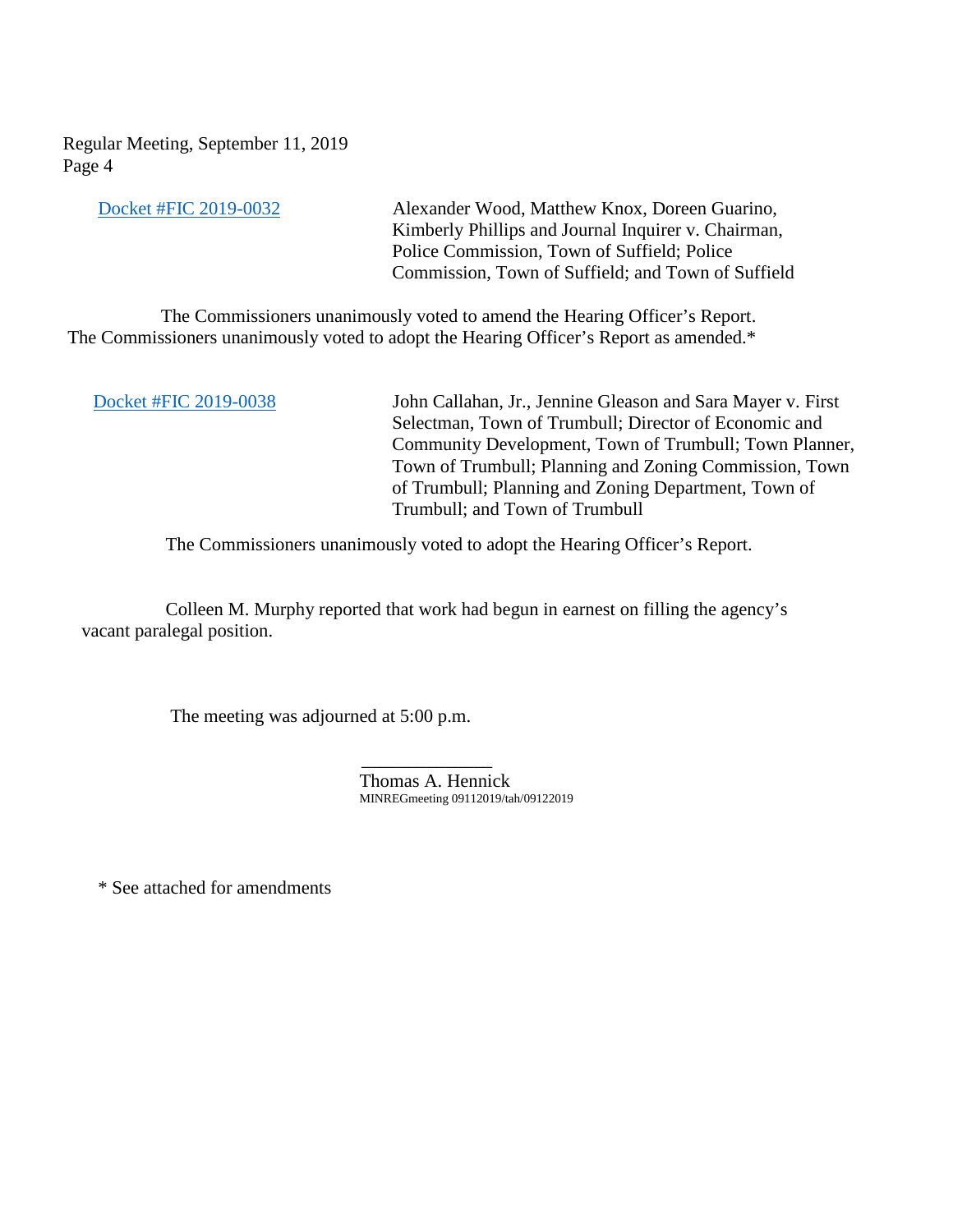Regular Meeting, September 11, 2019

[Docket #FIC 2019-0032](#) Alexander Wood, Matthew Knox, Doreen Guarino, Kimberly Phillips and Journal Inquirer v. Chairman, Police Commission, Town of Suffield; Police Commission, Town of Suffield; and Town of Suffield

The Commissioners unanimously voted to amend the Hearing Officer's Report. The Commissioners unanimously voted to adopt the Hearing Officer's Report as amended.*

[Docket #FIC 2019-0038](#) John Callahan, Jr., Jennine Gleason and Sara Mayer v. First Selectman, Town of Trumbull; Director of Economic and Community Development, Town of Trumbull; Town Planner, Town of Trumbull; Planning and Zoning Commission, Town of Trumbull; Planning and Zoning Department, Town of Trumbull; and Town of Trumbull

The Commissioners unanimously voted to adopt the Hearing Officer's Report.

Colleen M. Murphy reported that work had begun in earnest on filling the agency's vacant paralegal position.

The meeting was adjourned at 5:00 p.m.

______________
Thomas A. Hennick
MINREGmeeting 09112019/tah/09122019

* See attached for amendments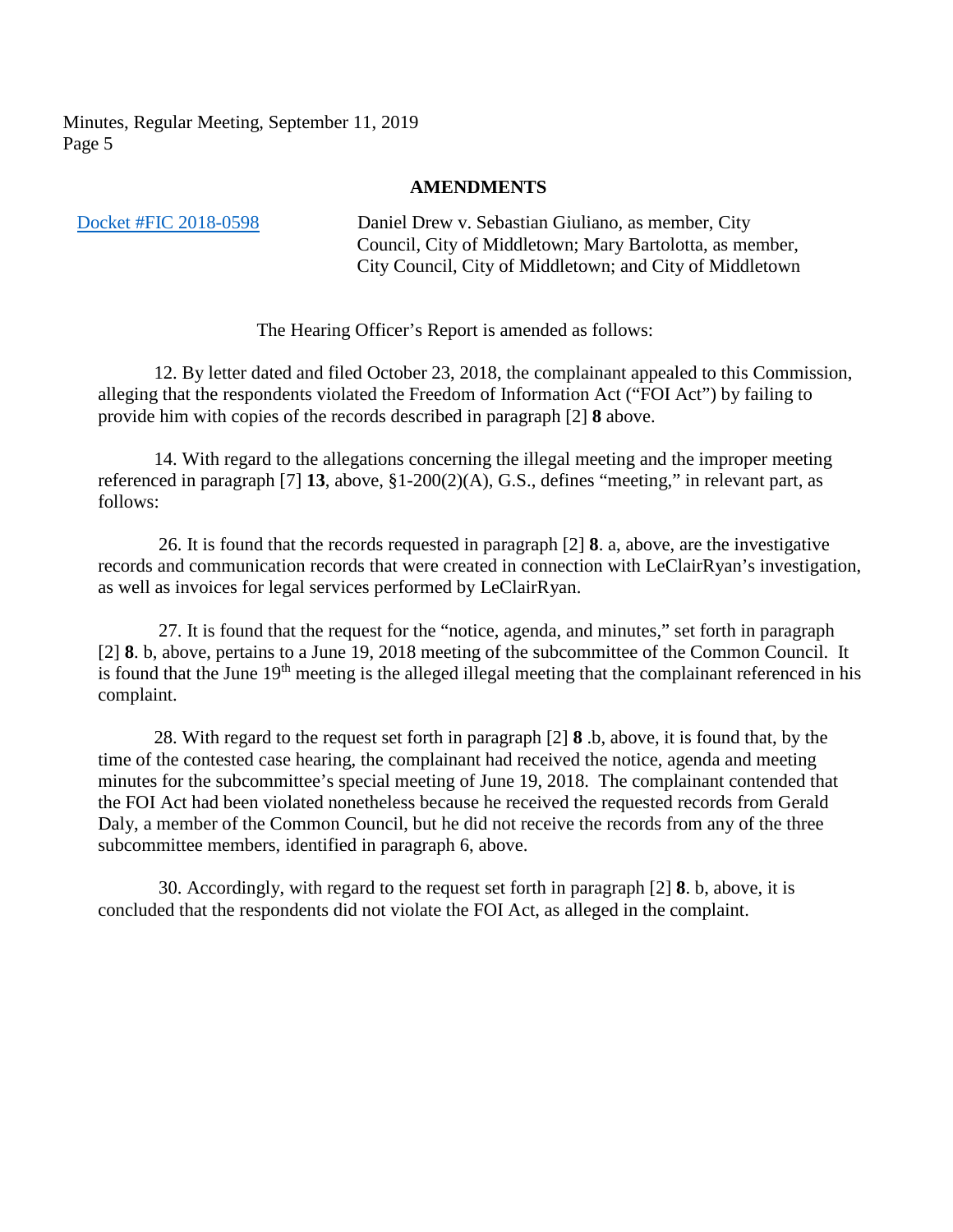Minutes, Regular Meeting, September 11, 2019

## AMENDMENTS

Docket #FIC 2018-0598 — Daniel Drew v. Sebastian Giuliano, as member, City Council, City of Middletown; Mary Bartolotta, as member, City Council, City of Middletown; and City of Middletown

The Hearing Officer's Report is amended as follows:

12. By letter dated and filed October 23, 2018, the complainant appealed to this Commission, alleging that the respondents violated the Freedom of Information Act ("FOI Act") by failing to provide him with copies of the records described in paragraph [2] **8** above.

14. With regard to the allegations concerning the illegal meeting and the improper meeting referenced in paragraph [7] **13**, above, §1-200(2)(A), G.S., defines "meeting," in relevant part, as follows:

26. It is found that the records requested in paragraph [2] **8**. a, above, are the investigative records and communication records that were created in connection with LeClairRyan's investigation, as well as invoices for legal services performed by LeClairRyan.

27. It is found that the request for the "notice, agenda, and minutes," set forth in paragraph [2] **8**. b, above, pertains to a June 19, 2018 meeting of the subcommittee of the Common Council. It is found that the June 19th meeting is the alleged illegal meeting that the complainant referenced in his complaint.

28. With regard to the request set forth in paragraph [2] **8** .b, above, it is found that, by the time of the contested case hearing, the complainant had received the notice, agenda and meeting minutes for the subcommittee's special meeting of June 19, 2018. The complainant contended that the FOI Act had been violated nonetheless because he received the requested records from Gerald Daly, a member of the Common Council, but he did not receive the records from any of the three subcommittee members, identified in paragraph 6, above.

30. Accordingly, with regard to the request set forth in paragraph [2] **8**. b, above, it is concluded that the respondents did not violate the FOI Act, as alleged in the complaint.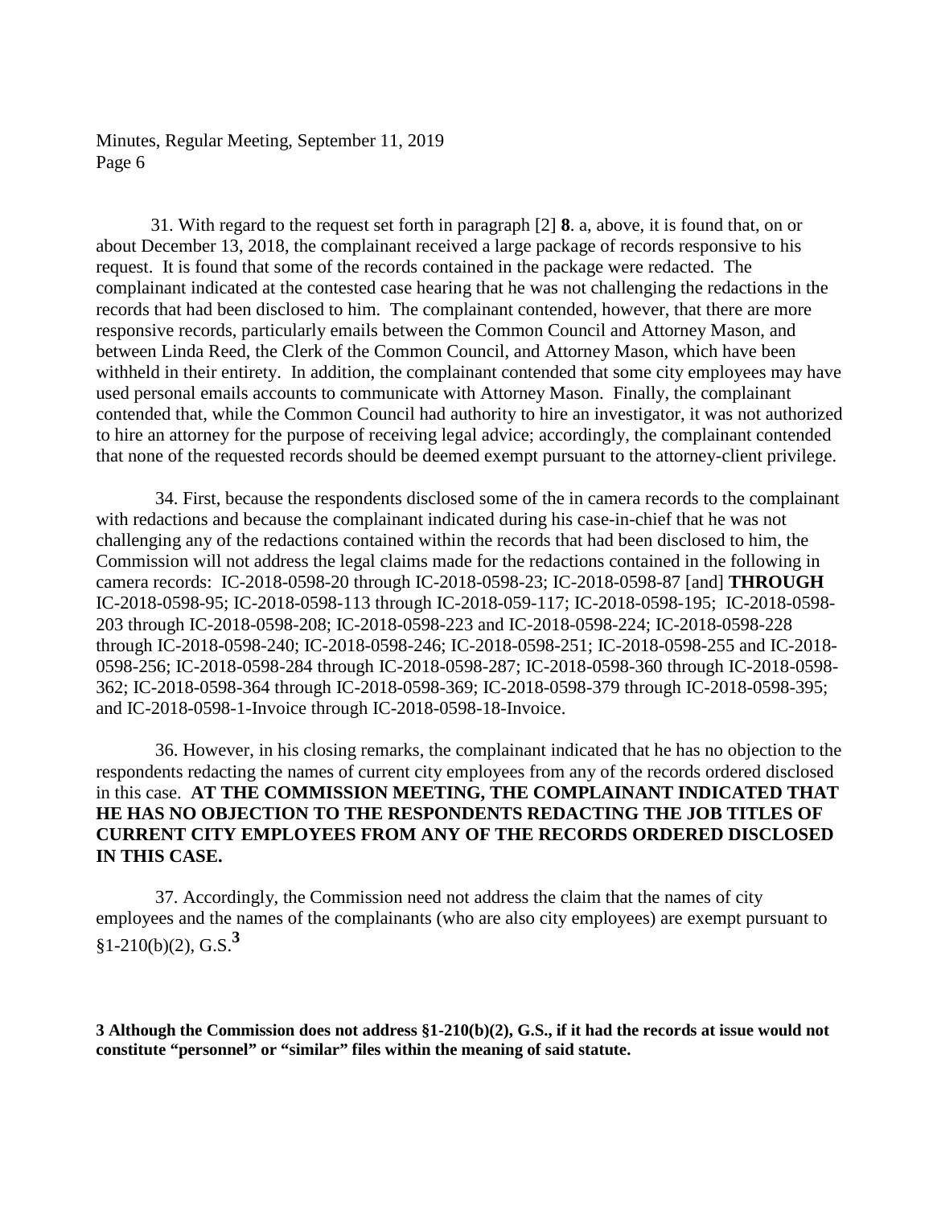31. With regard to the request set forth in paragraph [2] **8**. a, above, it is found that, on or about December 13, 2018, the complainant received a large package of records responsive to his request. It is found that some of the records contained in the package were redacted. The complainant indicated at the contested case hearing that he was not challenging the redactions in the records that had been disclosed to him. The complainant contended, however, that there are more responsive records, particularly emails between the Common Council and Attorney Mason, and between Linda Reed, the Clerk of the Common Council, and Attorney Mason, which have been withheld in their entirety. In addition, the complainant contended that some city employees may have used personal emails accounts to communicate with Attorney Mason. Finally, the complainant contended that, while the Common Council had authority to hire an investigator, it was not authorized to hire an attorney for the purpose of receiving legal advice; accordingly, the complainant contended that none of the requested records should be deemed exempt pursuant to the attorney-client privilege.

34. First, because the respondents disclosed some of the in camera records to the complainant with redactions and because the complainant indicated during his case-in-chief that he was not challenging any of the redactions contained within the records that had been disclosed to him, the Commission will not address the legal claims made for the redactions contained in the following in camera records: IC-2018-0598-20 through IC-2018-0598-23; IC-2018-0598-87 [and] **THROUGH** IC-2018-0598-95; IC-2018-0598-113 through IC-2018-059-117; IC-2018-0598-195; IC-2018-0598-203 through IC-2018-0598-208; IC-2018-0598-223 and IC-2018-0598-224; IC-2018-0598-228 through IC-2018-0598-240; IC-2018-0598-246; IC-2018-0598-251; IC-2018-0598-255 and IC-2018-0598-256; IC-2018-0598-284 through IC-2018-0598-287; IC-2018-0598-360 through IC-2018-0598-362; IC-2018-0598-364 through IC-2018-0598-369; IC-2018-0598-379 through IC-2018-0598-395; and IC-2018-0598-1-Invoice through IC-2018-0598-18-Invoice.

36. However, in his closing remarks, the complainant indicated that he has no objection to the respondents redacting the names of current city employees from any of the records ordered disclosed in this case. **AT THE COMMISSION MEETING, THE COMPLAINANT INDICATED THAT HE HAS NO OBJECTION TO THE RESPONDENTS REDACTING THE JOB TITLES OF CURRENT CITY EMPLOYEES FROM ANY OF THE RECORDS ORDERED DISCLOSED IN THIS CASE.**

37. Accordingly, the Commission need not address the claim that the names of city employees and the names of the complainants (who are also city employees) are exempt pursuant to §1-210(b)(2), G.S.[3]

**3 Although the Commission does not address §1-210(b)(2), G.S., if it had the records at issue would not constitute "personnel" or "similar" files within the meaning of said statute.**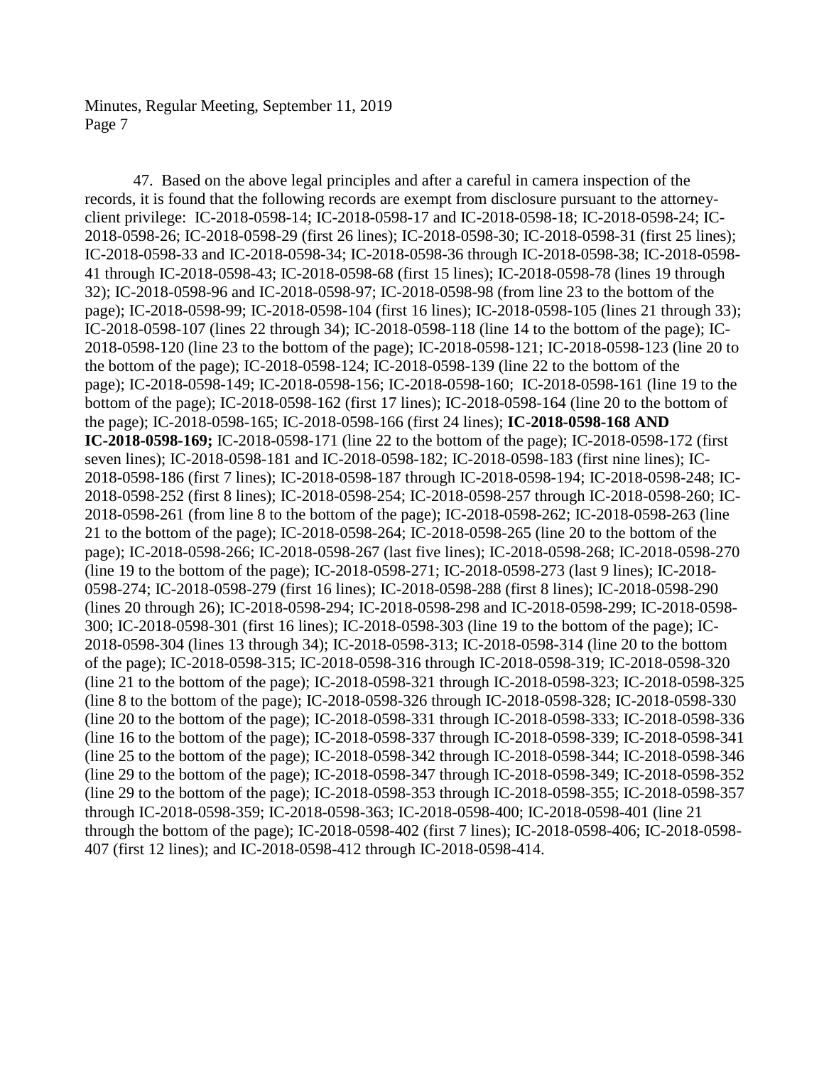47. Based on the above legal principles and after a careful in camera inspection of the records, it is found that the following records are exempt from disclosure pursuant to the attorney-client privilege: IC-2018-0598-14; IC-2018-0598-17 and IC-2018-0598-18; IC-2018-0598-24; IC-2018-0598-26; IC-2018-0598-29 (first 26 lines); IC-2018-0598-30; IC-2018-0598-31 (first 25 lines); IC-2018-0598-33 and IC-2018-0598-34; IC-2018-0598-36 through IC-2018-0598-38; IC-2018-0598-41 through IC-2018-0598-43; IC-2018-0598-68 (first 15 lines); IC-2018-0598-78 (lines 19 through 32); IC-2018-0598-96 and IC-2018-0598-97; IC-2018-0598-98 (from line 23 to the bottom of the page); IC-2018-0598-99; IC-2018-0598-104 (first 16 lines); IC-2018-0598-105 (lines 21 through 33); IC-2018-0598-107 (lines 22 through 34); IC-2018-0598-118 (line 14 to the bottom of the page); IC-2018-0598-120 (line 23 to the bottom of the page); IC-2018-0598-121; IC-2018-0598-123 (line 20 to the bottom of the page); IC-2018-0598-124; IC-2018-0598-139 (line 22 to the bottom of the page); IC-2018-0598-149; IC-2018-0598-156; IC-2018-0598-160; IC-2018-0598-161 (line 19 to the bottom of the page); IC-2018-0598-162 (first 17 lines); IC-2018-0598-164 (line 20 to the bottom of the page); IC-2018-0598-165; IC-2018-0598-166 (first 24 lines); **IC-2018-0598-168 AND IC-2018-0598-169;** IC-2018-0598-171 (line 22 to the bottom of the page); IC-2018-0598-172 (first seven lines); IC-2018-0598-181 and IC-2018-0598-182; IC-2018-0598-183 (first nine lines); IC-2018-0598-186 (first 7 lines); IC-2018-0598-187 through IC-2018-0598-194; IC-2018-0598-248; IC-2018-0598-252 (first 8 lines); IC-2018-0598-254; IC-2018-0598-257 through IC-2018-0598-260; IC-2018-0598-261 (from line 8 to the bottom of the page); IC-2018-0598-262; IC-2018-0598-263 (line 21 to the bottom of the page); IC-2018-0598-264; IC-2018-0598-265 (line 20 to the bottom of the page); IC-2018-0598-266; IC-2018-0598-267 (last five lines); IC-2018-0598-268; IC-2018-0598-270 (line 19 to the bottom of the page); IC-2018-0598-271; IC-2018-0598-273 (last 9 lines); IC-2018-0598-274; IC-2018-0598-279 (first 16 lines); IC-2018-0598-288 (first 8 lines); IC-2018-0598-290 (lines 20 through 26); IC-2018-0598-294; IC-2018-0598-298 and IC-2018-0598-299; IC-2018-0598-300; IC-2018-0598-301 (first 16 lines); IC-2018-0598-303 (line 19 to the bottom of the page); IC-2018-0598-304 (lines 13 through 34); IC-2018-0598-313; IC-2018-0598-314 (line 20 to the bottom of the page); IC-2018-0598-315; IC-2018-0598-316 through IC-2018-0598-319; IC-2018-0598-320 (line 21 to the bottom of the page); IC-2018-0598-321 through IC-2018-0598-323; IC-2018-0598-325 (line 8 to the bottom of the page); IC-2018-0598-326 through IC-2018-0598-328; IC-2018-0598-330 (line 20 to the bottom of the page); IC-2018-0598-331 through IC-2018-0598-333; IC-2018-0598-336 (line 16 to the bottom of the page); IC-2018-0598-337 through IC-2018-0598-339; IC-2018-0598-341 (line 25 to the bottom of the page); IC-2018-0598-342 through IC-2018-0598-344; IC-2018-0598-346 (line 29 to the bottom of the page); IC-2018-0598-347 through IC-2018-0598-349; IC-2018-0598-352 (line 29 to the bottom of the page); IC-2018-0598-353 through IC-2018-0598-355; IC-2018-0598-357 through IC-2018-0598-359; IC-2018-0598-363; IC-2018-0598-400; IC-2018-0598-401 (line 21 through the bottom of the page); IC-2018-0598-402 (first 7 lines); IC-2018-0598-406; IC-2018-0598-407 (first 12 lines); and IC-2018-0598-412 through IC-2018-0598-414.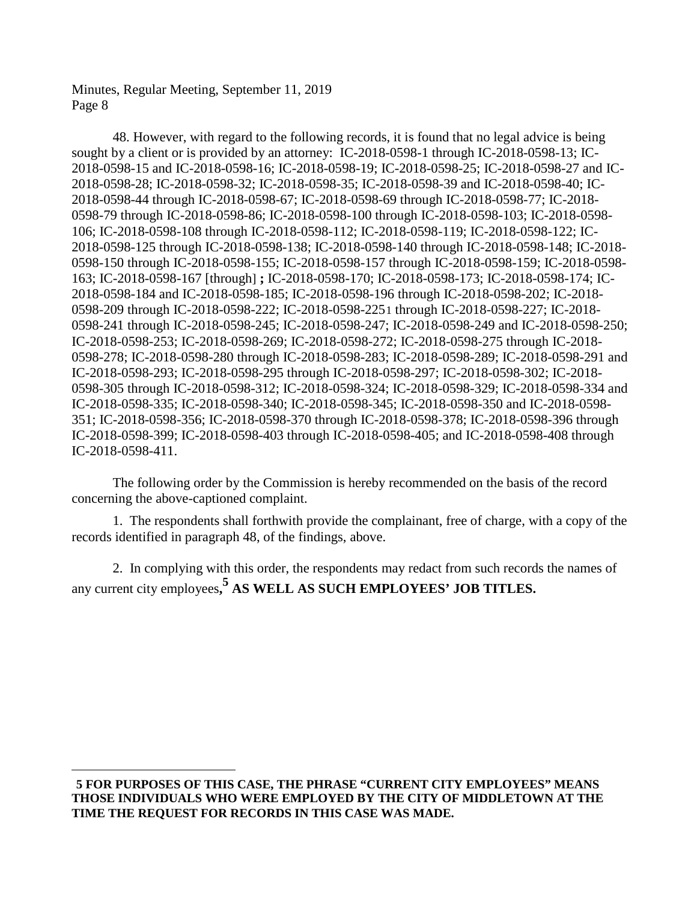48. However, with regard to the following records, it is found that no legal advice is being sought by a client or is provided by an attorney: IC-2018-0598-1 through IC-2018-0598-13; IC-2018-0598-15 and IC-2018-0598-16; IC-2018-0598-19; IC-2018-0598-25; IC-2018-0598-27 and IC-2018-0598-28; IC-2018-0598-32; IC-2018-0598-35; IC-2018-0598-39 and IC-2018-0598-40; IC-2018-0598-44 through IC-2018-0598-67; IC-2018-0598-69 through IC-2018-0598-77; IC-2018-0598-79 through IC-2018-0598-86; IC-2018-0598-100 through IC-2018-0598-103; IC-2018-0598-106; IC-2018-0598-108 through IC-2018-0598-112; IC-2018-0598-119; IC-2018-0598-122; IC-2018-0598-125 through IC-2018-0598-138; IC-2018-0598-140 through IC-2018-0598-148; IC-2018-0598-150 through IC-2018-0598-155; IC-2018-0598-157 through IC-2018-0598-159; IC-2018-0598-163; IC-2018-0598-167 [through] **;** IC-2018-0598-170; IC-2018-0598-173; IC-2018-0598-174; IC-2018-0598-184 and IC-2018-0598-185; IC-2018-0598-196 through IC-2018-0598-202; IC-2018-0598-209 through IC-2018-0598-222; IC-2018-0598-2251 through IC-2018-0598-227; IC-2018-0598-241 through IC-2018-0598-245; IC-2018-0598-247; IC-2018-0598-249 and IC-2018-0598-250; IC-2018-0598-253; IC-2018-0598-269; IC-2018-0598-272; IC-2018-0598-275 through IC-2018-0598-278; IC-2018-0598-280 through IC-2018-0598-283; IC-2018-0598-289; IC-2018-0598-291 and IC-2018-0598-293; IC-2018-0598-295 through IC-2018-0598-297; IC-2018-0598-302; IC-2018-0598-305 through IC-2018-0598-312; IC-2018-0598-324; IC-2018-0598-329; IC-2018-0598-334 and IC-2018-0598-335; IC-2018-0598-340; IC-2018-0598-345; IC-2018-0598-350 and IC-2018-0598-351; IC-2018-0598-356; IC-2018-0598-370 through IC-2018-0598-378; IC-2018-0598-396 through IC-2018-0598-399; IC-2018-0598-403 through IC-2018-0598-405; and IC-2018-0598-408 through IC-2018-0598-411.

The following order by the Commission is hereby recommended on the basis of the record concerning the above-captioned complaint.

1. The respondents shall forthwith provide the complainant, free of charge, with a copy of the records identified in paragraph 48, of the findings, above.

2. In complying with this order, the respondents may redact from such records the names of any current city employees**,[5] AS WELL AS SUCH EMPLOYEES' JOB TITLES.**

---

**5 FOR PURPOSES OF THIS CASE, THE PHRASE "CURRENT CITY EMPLOYEES" MEANS THOSE INDIVIDUALS WHO WERE EMPLOYED BY THE CITY OF MIDDLETOWN AT THE TIME THE REQUEST FOR RECORDS IN THIS CASE WAS MADE.**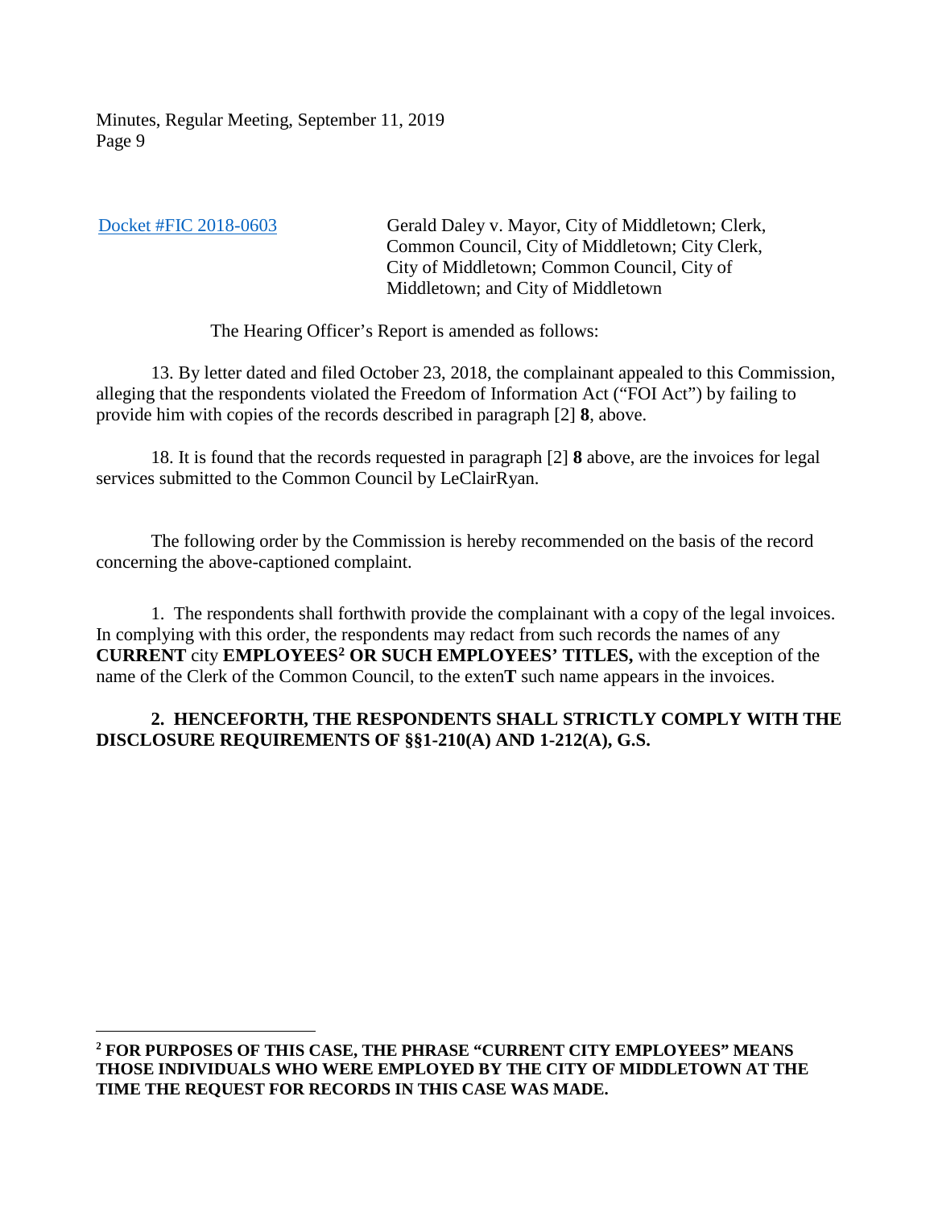[Docket #FIC 2018-0603](#) Gerald Daley v. Mayor, City of Middletown; Clerk, Common Council, City of Middletown; City Clerk, City of Middletown; Common Council, City of Middletown; and City of Middletown

The Hearing Officer's Report is amended as follows:

13. By letter dated and filed October 23, 2018, the complainant appealed to this Commission, alleging that the respondents violated the Freedom of Information Act ("FOI Act") by failing to provide him with copies of the records described in paragraph [2] **8**, above.

18. It is found that the records requested in paragraph [2] **8** above, are the invoices for legal services submitted to the Common Council by LeClairRyan.

The following order by the Commission is hereby recommended on the basis of the record concerning the above-captioned complaint.

1. The respondents shall forthwith provide the complainant with a copy of the legal invoices. In complying with this order, the respondents may redact from such records the names of any **CURRENT** city **EMPLOYEES**[2] **OR SUCH EMPLOYEES' TITLES,** with the exception of the name of the Clerk of the Common Council, to the exten**T** such name appears in the invoices.

**2. HENCEFORTH, THE RESPONDENTS SHALL STRICTLY COMPLY WITH THE DISCLOSURE REQUIREMENTS OF §§1-210(A) AND 1-212(A), G.S.**

---

[2] **FOR PURPOSES OF THIS CASE, THE PHRASE "CURRENT CITY EMPLOYEES" MEANS THOSE INDIVIDUALS WHO WERE EMPLOYED BY THE CITY OF MIDDLETOWN AT THE TIME THE REQUEST FOR RECORDS IN THIS CASE WAS MADE.**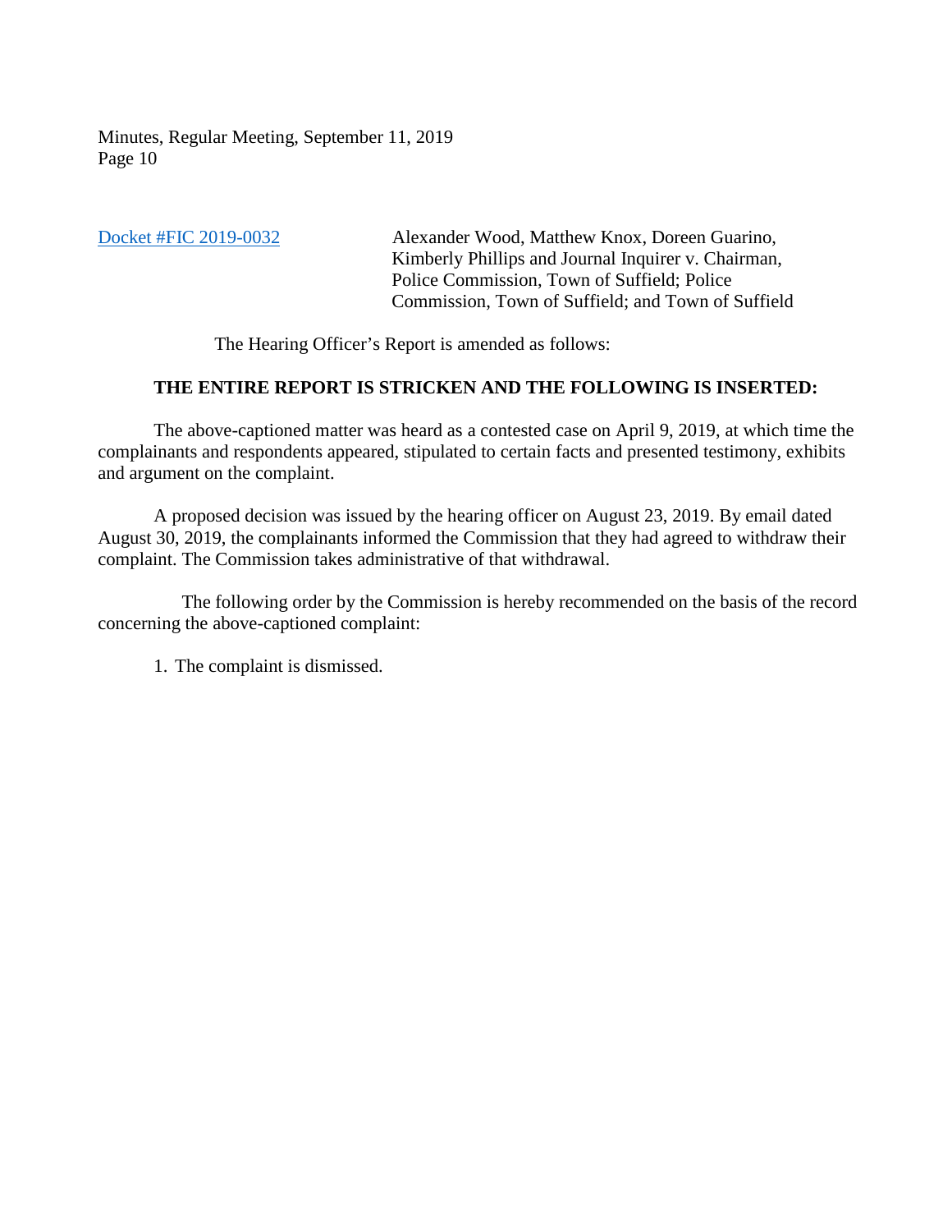Minutes, Regular Meeting, September 11, 2019

Docket #FIC 2019-0032 — Alexander Wood, Matthew Knox, Doreen Guarino, Kimberly Phillips and Journal Inquirer v. Chairman, Police Commission, Town of Suffield; Police Commission, Town of Suffield; and Town of Suffield

The Hearing Officer's Report is amended as follows:

**THE ENTIRE REPORT IS STRICKEN AND THE FOLLOWING IS INSERTED:**

The above-captioned matter was heard as a contested case on April 9, 2019, at which time the complainants and respondents appeared, stipulated to certain facts and presented testimony, exhibits and argument on the complaint.

A proposed decision was issued by the hearing officer on August 23, 2019. By email dated August 30, 2019, the complainants informed the Commission that they had agreed to withdraw their complaint. The Commission takes administrative of that withdrawal.

The following order by the Commission is hereby recommended on the basis of the record concerning the above-captioned complaint:

1. The complaint is dismissed.